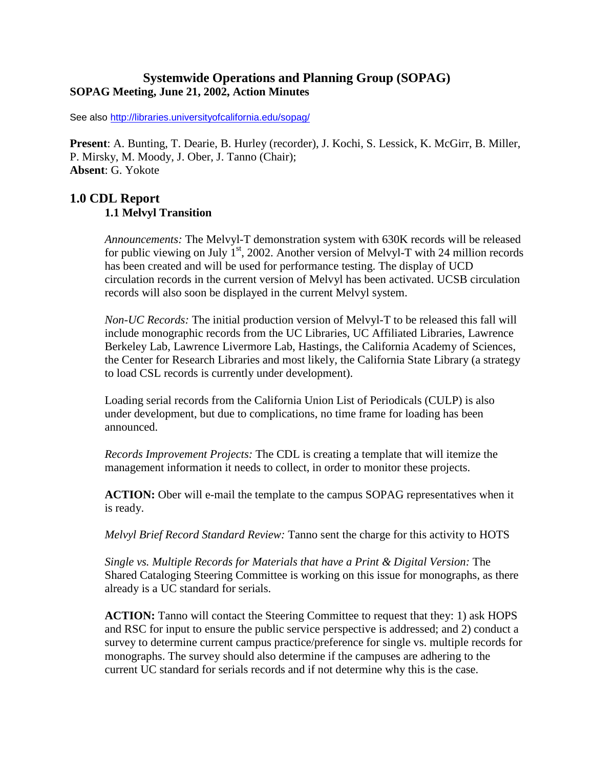# Systemwide Operations and Planning Group (SOPAG)

**SOPAG Meeting, June 21, 2002, Action Minutes**

See also http://libraries.universityofcalifornia.edu/sopag/

**Present**: A. Bunting, T. Dearie, B. Hurley (recorder), J. Kochi, S. Lessick, K. McGirr, B. Miller, P. Mirsky, M. Moody, J. Ober, J. Tanno (Chair);
**Absent**: G. Yokote

## 1.0 CDL Report

### 1.1 Melvyl Transition

*Announcements:* The Melvyl-T demonstration system with 630K records will be released for public viewing on July 1st, 2002. Another version of Melvyl-T with 24 million records has been created and will be used for performance testing. The display of UCD circulation records in the current version of Melvyl has been activated. UCSB circulation records will also soon be displayed in the current Melvyl system.

*Non-UC Records:* The initial production version of Melvyl-T to be released this fall will include monographic records from the UC Libraries, UC Affiliated Libraries, Lawrence Berkeley Lab, Lawrence Livermore Lab, Hastings, the California Academy of Sciences, the Center for Research Libraries and most likely, the California State Library (a strategy to load CSL records is currently under development).

Loading serial records from the California Union List of Periodicals (CULP) is also under development, but due to complications, no time frame for loading has been announced.

*Records Improvement Projects:* The CDL is creating a template that will itemize the management information it needs to collect, in order to monitor these projects.

**ACTION:** Ober will e-mail the template to the campus SOPAG representatives when it is ready.

*Melvyl Brief Record Standard Review:* Tanno sent the charge for this activity to HOTS

*Single vs. Multiple Records for Materials that have a Print & Digital Version:* The Shared Cataloging Steering Committee is working on this issue for monographs, as there already is a UC standard for serials.

**ACTION:** Tanno will contact the Steering Committee to request that they: 1) ask HOPS and RSC for input to ensure the public service perspective is addressed; and 2) conduct a survey to determine current campus practice/preference for single vs. multiple records for monographs. The survey should also determine if the campuses are adhering to the current UC standard for serials records and if not determine why this is the case.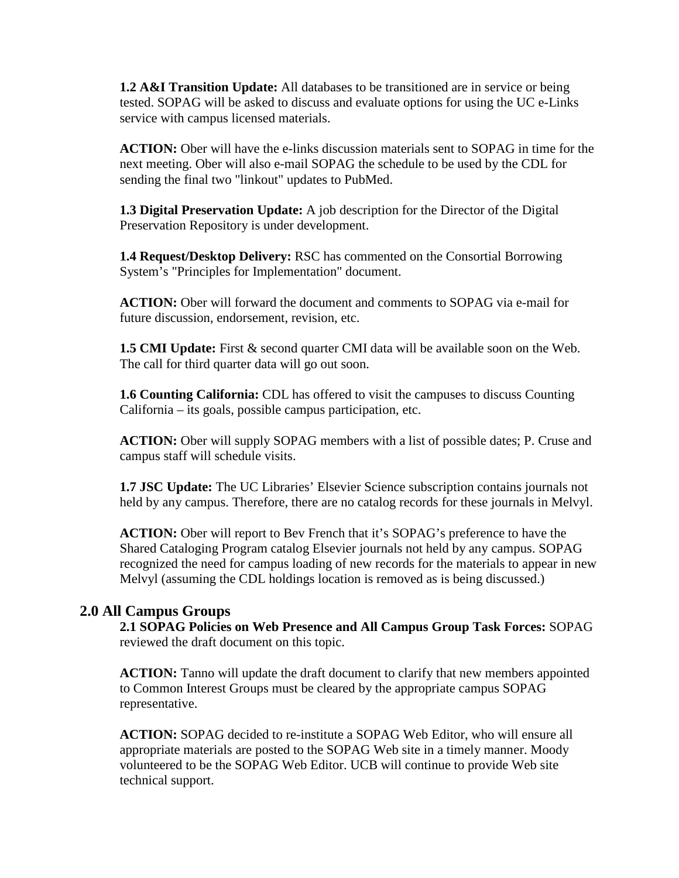**1.2 A&I Transition Update:** All databases to be transitioned are in service or being tested. SOPAG will be asked to discuss and evaluate options for using the UC e-Links service with campus licensed materials.

**ACTION:** Ober will have the e-links discussion materials sent to SOPAG in time for the next meeting. Ober will also e-mail SOPAG the schedule to be used by the CDL for sending the final two "linkout" updates to PubMed.

**1.3 Digital Preservation Update:** A job description for the Director of the Digital Preservation Repository is under development.

**1.4 Request/Desktop Delivery:** RSC has commented on the Consortial Borrowing System's "Principles for Implementation" document.

**ACTION:** Ober will forward the document and comments to SOPAG via e-mail for future discussion, endorsement, revision, etc.

**1.5 CMI Update:** First & second quarter CMI data will be available soon on the Web. The call for third quarter data will go out soon.

**1.6 Counting California:** CDL has offered to visit the campuses to discuss Counting California – its goals, possible campus participation, etc.

**ACTION:** Ober will supply SOPAG members with a list of possible dates; P. Cruse and campus staff will schedule visits.

**1.7 JSC Update:** The UC Libraries' Elsevier Science subscription contains journals not held by any campus. Therefore, there are no catalog records for these journals in Melvyl.

**ACTION:** Ober will report to Bev French that it's SOPAG's preference to have the Shared Cataloging Program catalog Elsevier journals not held by any campus. SOPAG recognized the need for campus loading of new records for the materials to appear in new Melvyl (assuming the CDL holdings location is removed as is being discussed.)

## 2.0 All Campus Groups

**2.1 SOPAG Policies on Web Presence and All Campus Group Task Forces:** SOPAG reviewed the draft document on this topic.

**ACTION:** Tanno will update the draft document to clarify that new members appointed to Common Interest Groups must be cleared by the appropriate campus SOPAG representative.

**ACTION:** SOPAG decided to re-institute a SOPAG Web Editor, who will ensure all appropriate materials are posted to the SOPAG Web site in a timely manner. Moody volunteered to be the SOPAG Web Editor. UCB will continue to provide Web site technical support.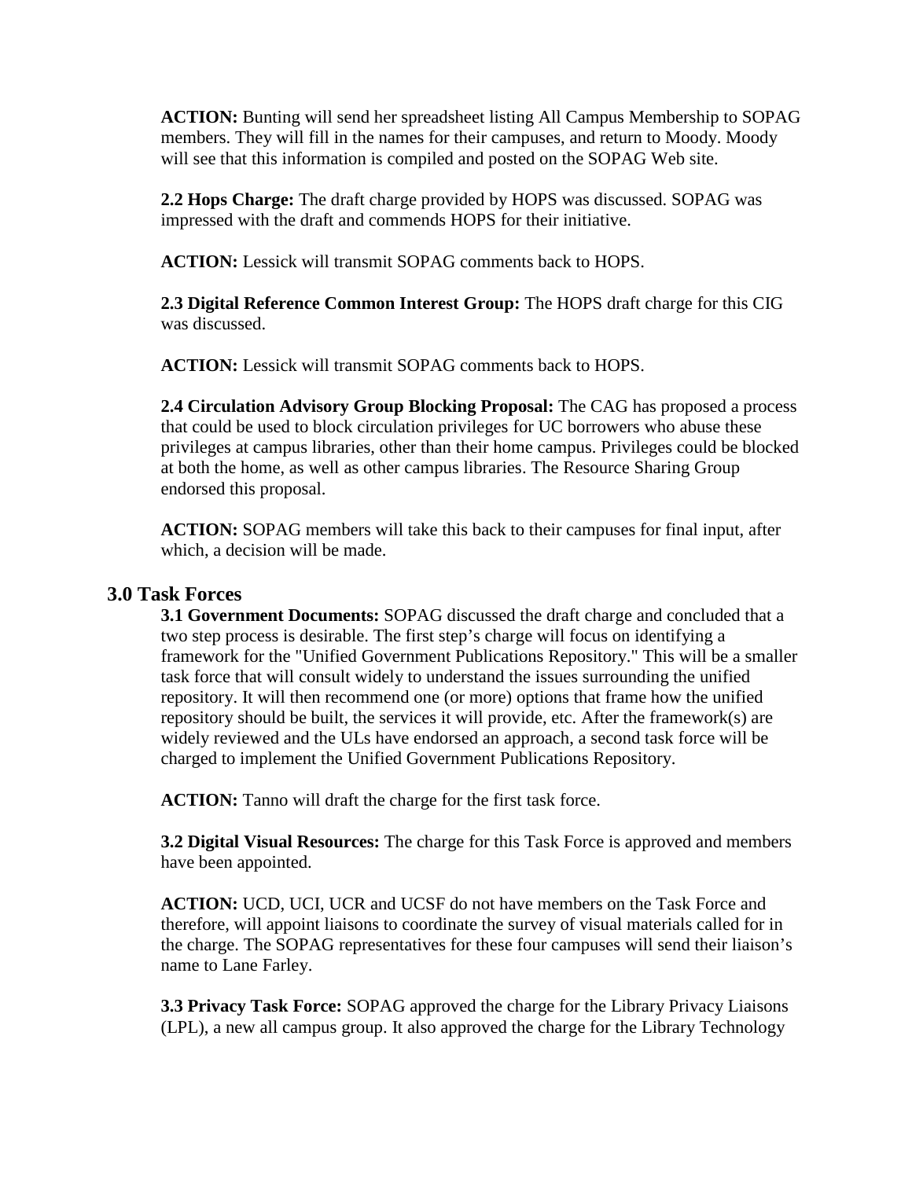**ACTION:** Bunting will send her spreadsheet listing All Campus Membership to SOPAG members. They will fill in the names for their campuses, and return to Moody. Moody will see that this information is compiled and posted on the SOPAG Web site.

**2.2 Hops Charge:** The draft charge provided by HOPS was discussed. SOPAG was impressed with the draft and commends HOPS for their initiative.

**ACTION:** Lessick will transmit SOPAG comments back to HOPS.

**2.3 Digital Reference Common Interest Group:** The HOPS draft charge for this CIG was discussed.

**ACTION:** Lessick will transmit SOPAG comments back to HOPS.

**2.4 Circulation Advisory Group Blocking Proposal:** The CAG has proposed a process that could be used to block circulation privileges for UC borrowers who abuse these privileges at campus libraries, other than their home campus. Privileges could be blocked at both the home, as well as other campus libraries. The Resource Sharing Group endorsed this proposal.

**ACTION:** SOPAG members will take this back to their campuses for final input, after which, a decision will be made.

## 3.0 Task Forces

**3.1 Government Documents:** SOPAG discussed the draft charge and concluded that a two step process is desirable. The first step's charge will focus on identifying a framework for the "Unified Government Publications Repository." This will be a smaller task force that will consult widely to understand the issues surrounding the unified repository. It will then recommend one (or more) options that frame how the unified repository should be built, the services it will provide, etc. After the framework(s) are widely reviewed and the ULs have endorsed an approach, a second task force will be charged to implement the Unified Government Publications Repository.

**ACTION:** Tanno will draft the charge for the first task force.

**3.2 Digital Visual Resources:** The charge for this Task Force is approved and members have been appointed.

**ACTION:** UCD, UCI, UCR and UCSF do not have members on the Task Force and therefore, will appoint liaisons to coordinate the survey of visual materials called for in the charge. The SOPAG representatives for these four campuses will send their liaison's name to Lane Farley.

**3.3 Privacy Task Force:** SOPAG approved the charge for the Library Privacy Liaisons (LPL), a new all campus group. It also approved the charge for the Library Technology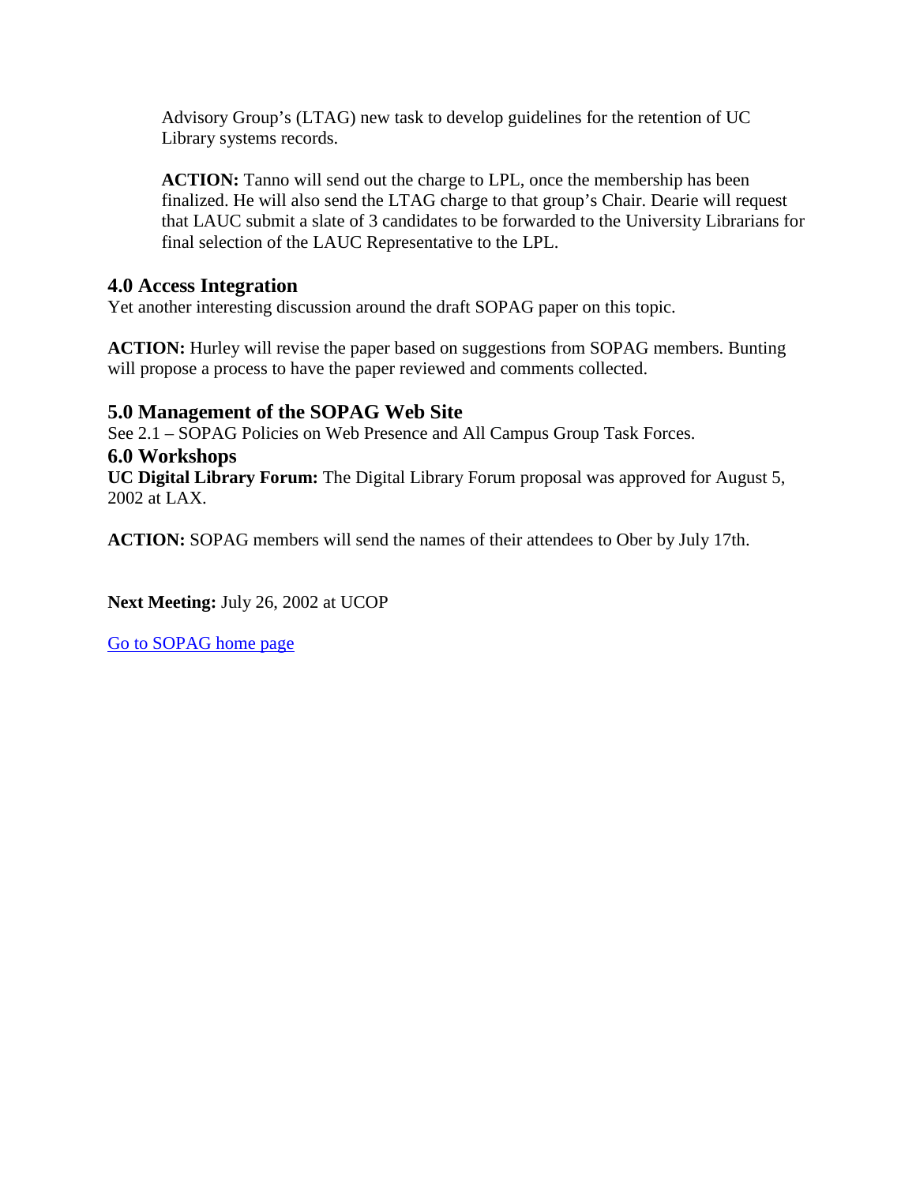Advisory Group's (LTAG) new task to develop guidelines for the retention of UC Library systems records.

**ACTION:** Tanno will send out the charge to LPL, once the membership has been finalized. He will also send the LTAG charge to that group's Chair. Dearie will request that LAUC submit a slate of 3 candidates to be forwarded to the University Librarians for final selection of the LAUC Representative to the LPL.

## 4.0 Access Integration

Yet another interesting discussion around the draft SOPAG paper on this topic.

**ACTION:** Hurley will revise the paper based on suggestions from SOPAG members. Bunting will propose a process to have the paper reviewed and comments collected.

## 5.0 Management of the SOPAG Web Site

See 2.1 – SOPAG Policies on Web Presence and All Campus Group Task Forces.

## 6.0 Workshops

**UC Digital Library Forum:** The Digital Library Forum proposal was approved for August 5, 2002 at LAX.

**ACTION:** SOPAG members will send the names of their attendees to Ober by July 17th.

**Next Meeting:** July 26, 2002 at UCOP

Go to SOPAG home page